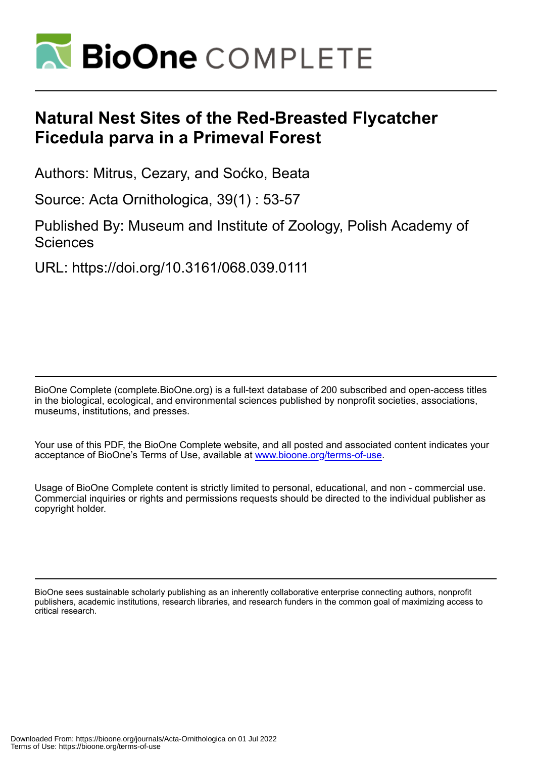# Natural Nest Sites of the Red-Breasted Flycatcher Ficedula parva in a Primeval Forest

Authors: Mitrus, Cezary, and Soćko, Beata

Source: Acta Ornithologica, 39(1) : 53-57

Published By: Museum and Institute of Zoology, Polish Academy of Sciences

URL: https://doi.org/10.3161/068.039.0111

BioOne Complete (complete.BioOne.org) is a full-text database of 200 subscribed and open-access titles in the biological, ecological, and environmental sciences published by nonprofit societies, associations, museums, institutions, and presses.

Your use of this PDF, the BioOne Complete website, and all posted and associated content indicates your acceptance of BioOne's Terms of Use, available at www.bioone.org/terms-of-use.

Usage of BioOne Complete content is strictly limited to personal, educational, and non - commercial use. Commercial inquiries or rights and permissions requests should be directed to the individual publisher as copyright holder.

BioOne sees sustainable scholarly publishing as an inherently collaborative enterprise connecting authors, nonprofit publishers, academic institutions, research libraries, and research funders in the common goal of maximizing access to critical research.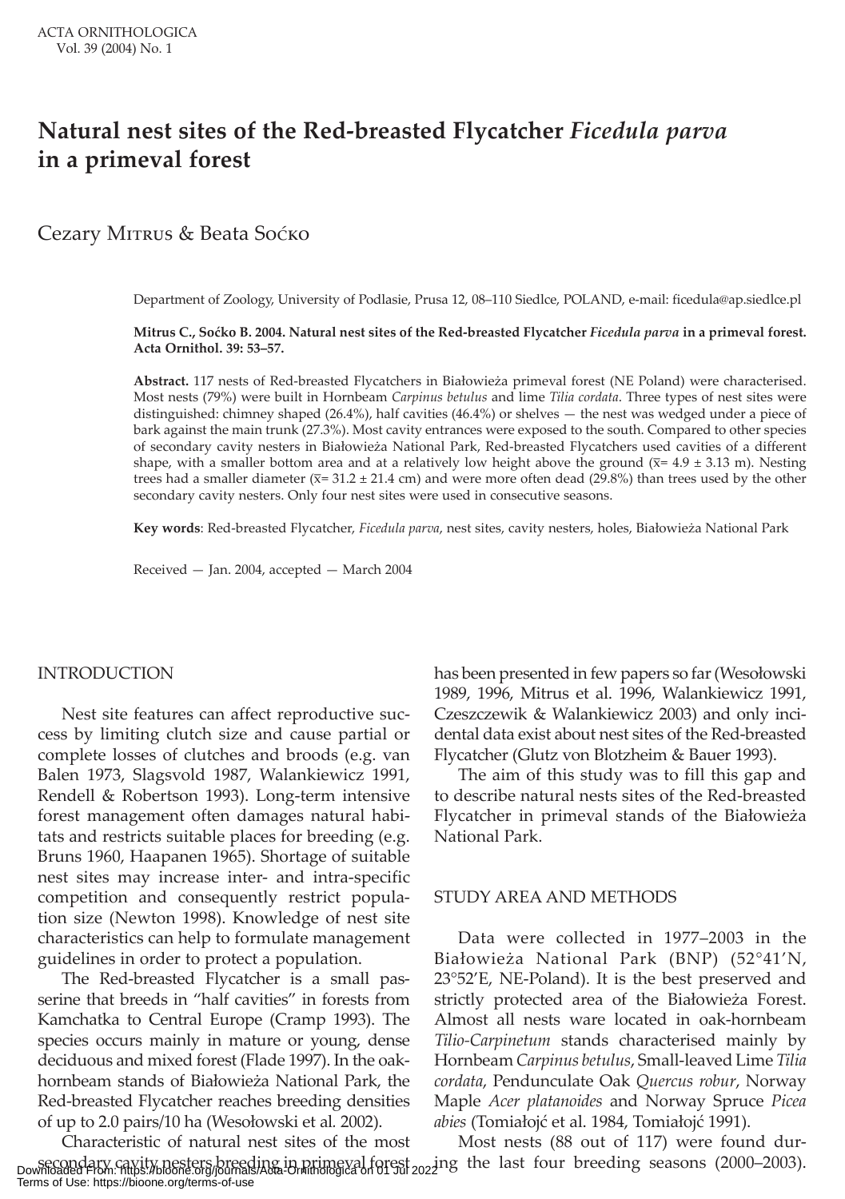# Natural nest sites of the Red-breasted Flycatcher *Ficedula parva* in a primeval forest

Cezary Mitrus & Beata Soćko

Department of Zoology, University of Podlasie, Prusa 12, 08–110 Siedlce, POLAND, e-mail: ficedula@ap.siedlce.pl

**Mitrus C., Soćko B. 2004. Natural nest sites of the Red-breasted Flycatcher *Ficedula parva* in a primeval forest. Acta Ornithol. 39: 53–57.**

**Abstract.** 117 nests of Red-breasted Flycatchers in Białowieża primeval forest (NE Poland) were characterised. Most nests (79%) were built in Hornbeam *Carpinus betulus* and lime *Tilia cordata*. Three types of nest sites were distinguished: chimney shaped (26.4%), half cavities (46.4%) or shelves — the nest was wedged under a piece of bark against the main trunk (27.3%). Most cavity entrances were exposed to the south. Compared to other species of secondary cavity nesters in Białowieża National Park, Red-breasted Flycatchers used cavities of a different shape, with a smaller bottom area and at a relatively low height above the ground ($\bar{x}$= 4.9 ± 3.13 m). Nesting trees had a smaller diameter ($\bar{x}$= 31.2 ± 21.4 cm) and were more often dead (29.8%) than trees used by the other secondary cavity nesters. Only four nest sites were used in consecutive seasons.

**Key words**: Red-breasted Flycatcher, *Ficedula parva*, nest sites, cavity nesters, holes, Białowieża National Park

Received — Jan. 2004, accepted — March 2004

## INTRODUCTION

Nest site features can affect reproductive success by limiting clutch size and cause partial or complete losses of clutches and broods (e.g. van Balen 1973, Slagsvold 1987, Walankiewicz 1991, Rendell & Robertson 1993). Long-term intensive forest management often damages natural habitats and restricts suitable places for breeding (e.g. Bruns 1960, Haapanen 1965). Shortage of suitable nest sites may increase inter- and intra-specific competition and consequently restrict population size (Newton 1998). Knowledge of nest site characteristics can help to formulate management guidelines in order to protect a population.

The Red-breasted Flycatcher is a small passerine that breeds in "half cavities" in forests from Kamchatka to Central Europe (Cramp 1993). The species occurs mainly in mature or young, dense deciduous and mixed forest (Flade 1997). In the oak-hornbeam stands of Białowieża National Park, the Red-breasted Flycatcher reaches breeding densities of up to 2.0 pairs/10 ha (Wesołowski et al. 2002).

Characteristic of natural nest sites of the most secondary cavity nesters breeding in primeval forest has been presented in few papers so far (Wesołowski 1989, 1996, Mitrus et al. 1996, Walankiewicz 1991, Czeszczewik & Walankiewicz 2003) and only incidental data exist about nest sites of the Red-breasted Flycatcher (Glutz von Blotzheim & Bauer 1993).

The aim of this study was to fill this gap and to describe natural nests sites of the Red-breasted Flycatcher in primeval stands of the Białowieża National Park.

## STUDY AREA AND METHODS

Data were collected in 1977–2003 in the Białowieża National Park (BNP) (52°41'N, 23°52'E, NE-Poland). It is the best preserved and strictly protected area of the Białowieża Forest. Almost all nests ware located in oak-hornbeam *Tilio-Carpinetum* stands characterised mainly by Hornbeam *Carpinus betulus*, Small-leaved Lime *Tilia cordata*, Pendunculate Oak *Quercus robur*, Norway Maple *Acer platanoides* and Norway Spruce *Picea abies* (Tomiałojć et al. 1984, Tomiałojć 1991).

Most nests (88 out of 117) were found during the last four breeding seasons (2000–2003).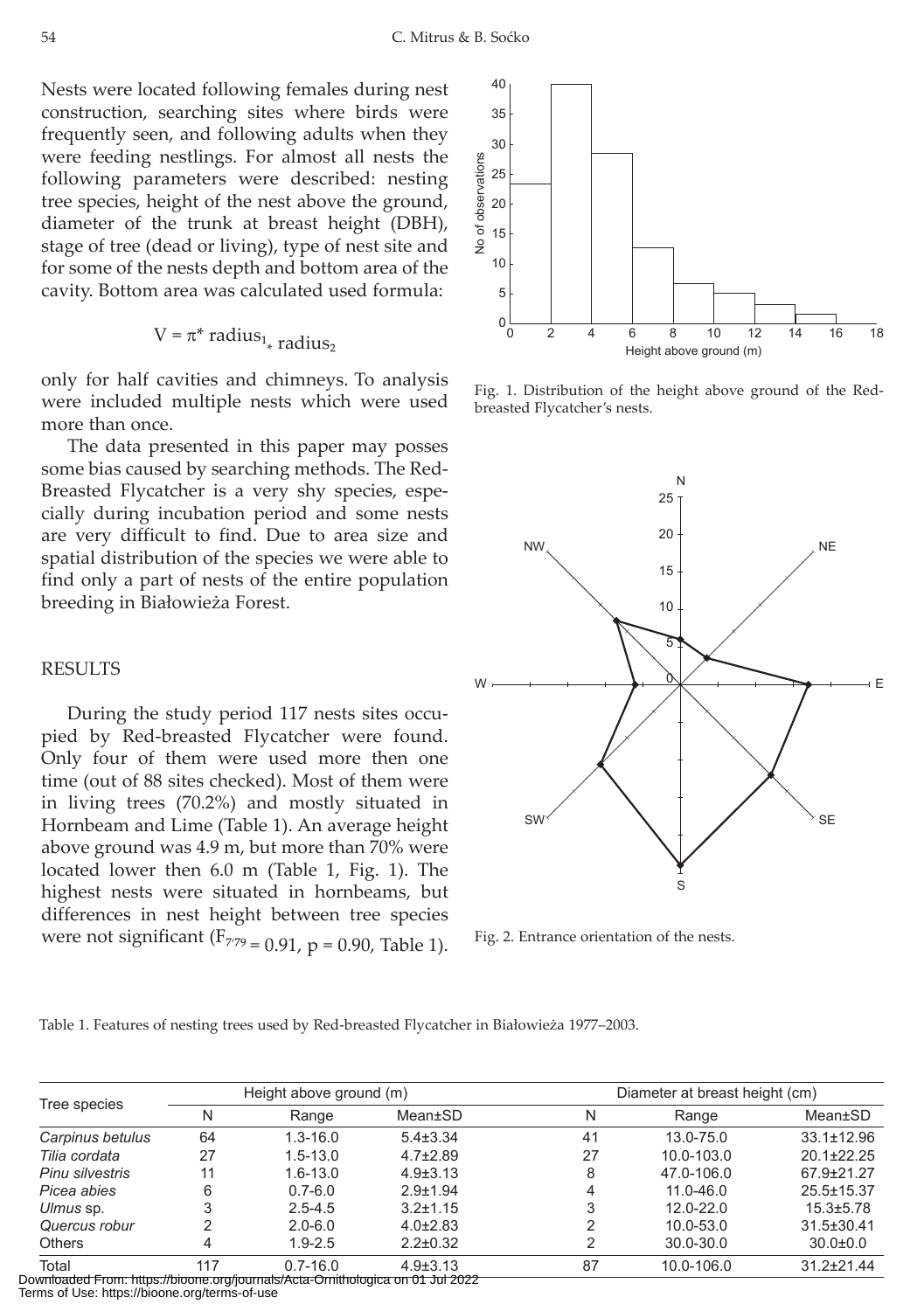Nests were located following females during nest construction, searching sites where birds were frequently seen, and following adults when they were feeding nestlings. For almost all nests the following parameters were described: nesting tree species, height of the nest above the ground, diameter of the trunk at breast height (DBH), stage of tree (dead or living), type of nest site and for some of the nests depth and bottom area of the cavity. Bottom area was calculated used formula:

$$V = \pi^* \text{radius}_{1*} \text{radius}_2$$

only for half cavities and chimneys. To analysis were included multiple nests which were used more than once.

The data presented in this paper may posses some bias caused by searching methods. The Red-Breasted Flycatcher is a very shy species, especially during incubation period and some nests are very difficult to find. Due to area size and spatial distribution of the species we were able to find only a part of nests of the entire population breeding in Białowieża Forest.

## RESULTS

During the study period 117 nests sites occupied by Red-breasted Flycatcher were found. Only four of them were used more then one time (out of 88 sites checked). Most of them were in living trees (70.2%) and mostly situated in Hornbeam and Lime (Table 1). An average height above ground was 4.9 m, but more than 70% were located lower then 6.0 m (Table 1, Fig. 1). The highest nests were situated in hornbeams, but differences in nest height between tree species were not significant ($F_{7/79} = 0.91$, $p = 0.90$, Table 1).

Fig. 1. Distribution of the height above ground of the Red-breasted Flycatcher's nests.

Fig. 2. Entrance orientation of the nests.

Table 1. Features of nesting trees used by Red-breasted Flycatcher in Białowieża 1977–2003.

| Tree species | Height above ground (m) | | | Diameter at breast height (cm) | | |
|---|---|---|---|---|---|---|
| | N | Range | Mean±SD | N | Range | Mean±SD |
| *Carpinus betulus* | 64 | 1.3-16.0 | 5.4±3.34 | 41 | 13.0-75.0 | 33.1±12.96 |
| *Tilia cordata* | 27 | 1.5-13.0 | 4.7±2.89 | 27 | 10.0-103.0 | 20.1±22.25 |
| *Pinu silvestris* | 11 | 1.6-13.0 | 4.9±3.13 | 8 | 47.0-106.0 | 67.9±21.27 |
| *Picea abies* | 6 | 0.7-6.0 | 2.9±1.94 | 4 | 11.0-46.0 | 25.5±15.37 |
| *Ulmus* sp. | 3 | 2.5-4.5 | 3.2±1.15 | 3 | 12.0-22.0 | 15.3±5.78 |
| *Quercus robur* | 2 | 2.0-6.0 | 4.0±2.83 | 2 | 10.0-53.0 | 31.5±30.41 |
| Others | 4 | 1.9-2.5 | 2.2±0.32 | 2 | 30.0-30.0 | 30.0±0.0 |
| Total | 117 | 0.7-16.0 | 4.9±3.13 | 87 | 10.0-106.0 | 31.2±21.44 |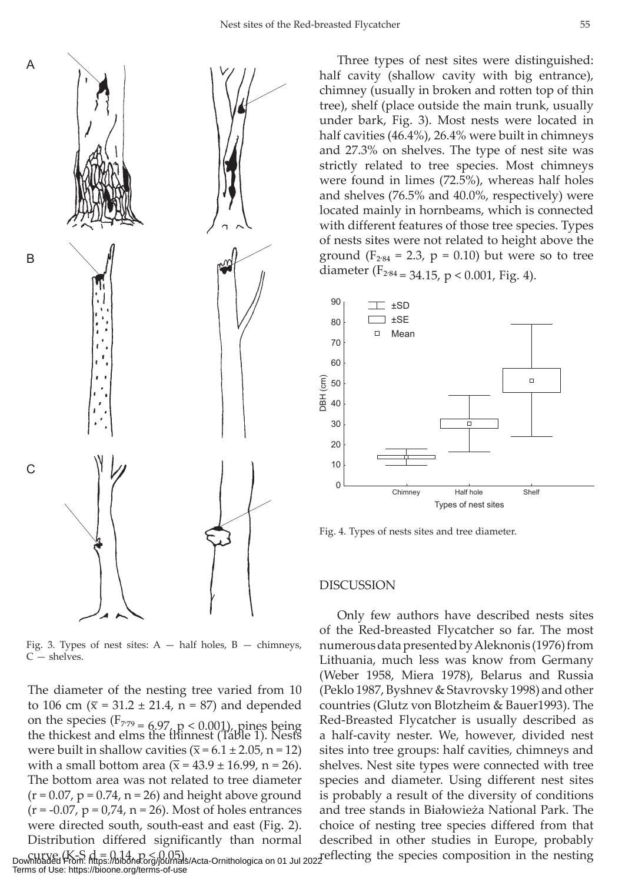Fig. 3. Types of nest sites: A — half holes, B — chimneys, C — shelves.

The diameter of the nesting tree varied from 10 to 106 cm ($\overline{x}$ = 31.2 ± 21.4, n = 87) and depended on the species ($F_{7,79}$ = 6.97, $p < 0.001$), pines being the thickest and elms the thinnest (Table 1). Nests were built in shallow cavities ($\overline{x}$ = 6.1 ± 2.05, n = 12) with a small bottom area ($\overline{x}$ = 43.9 ± 16.99, n = 26). The bottom area was not related to tree diameter (r = 0.07, p = 0.74, n = 26) and height above ground (r = -0.07, p = 0,74, n = 26). Most of holes entrances were directed south, south-east and east (Fig. 2). Distribution differed significantly than normal curve (K-S d = 0.14, $p < 0.05$).

Three types of nest sites were distinguished: half cavity (shallow cavity with big entrance), chimney (usually in broken and rotten top of thin tree), shelf (place outside the main trunk, usually under bark, Fig. 3). Most nests were located in half cavities (46.4%), 26.4% were built in chimneys and 27.3% on shelves. The type of nest site was strictly related to tree species. Most chimneys were found in limes (72.5%), whereas half holes and shelves (76.5% and 40.0%, respectively) were located mainly in hornbeams, which is connected with different features of those tree species. Types of nests sites were not related to height above the ground ($F_{2,84}$ = 2.3, p = 0.10) but were so to tree diameter ($F_{2,84}$ = 34.15, $p < 0.001$, Fig. 4).

Fig. 4. Types of nests sites and tree diameter.

## DISCUSSION

Only few authors have described nests sites of the Red-breasted Flycatcher so far. The most numerous data presented by Aleknonis (1976) from Lithuania, much less was know from Germany (Weber 1958, Miera 1978), Belarus and Russia (Peklo 1987, Byshnev & Stavrovsky 1998) and other countries (Glutz von Blotzheim & Bauer1993). The Red-Breasted Flycatcher is usually described as a half-cavity nester. We, however, divided nest sites into tree groups: half cavities, chimneys and shelves. Nest site types were connected with tree species and diameter. Using different nest sites is probably a result of the diversity of conditions and tree stands in Białowieża National Park. The choice of nesting tree species differed from that described in other studies in Europe, probably reflecting the species composition in the nesting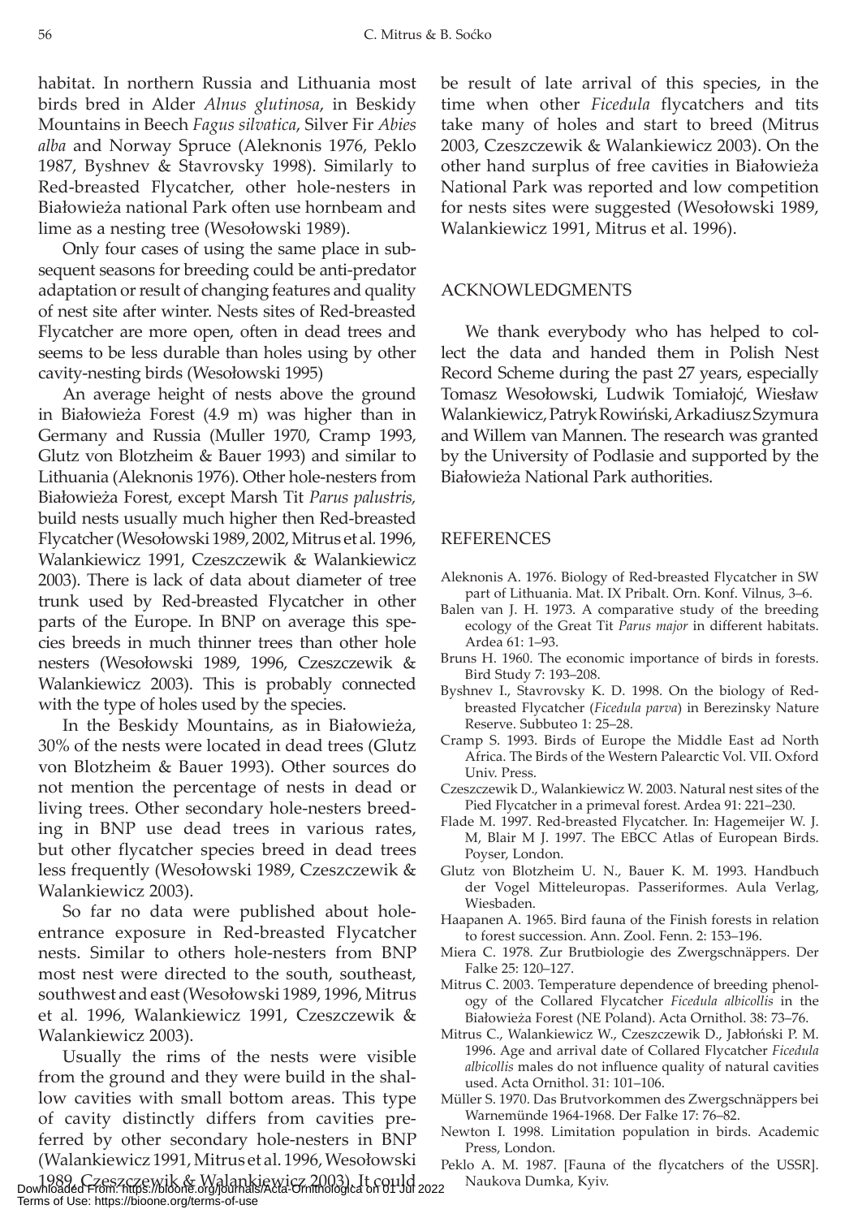habitat. In northern Russia and Lithuania most birds bred in Alder *Alnus glutinosa*, in Beskidy Mountains in Beech *Fagus silvatica*, Silver Fir *Abies alba* and Norway Spruce (Aleknonis 1976, Peklo 1987, Byshnev & Stavrovsky 1998). Similarly to Red-breasted Flycatcher, other hole-nesters in Białowieża national Park often use hornbeam and lime as a nesting tree (Wesołowski 1989).

Only four cases of using the same place in subsequent seasons for breeding could be anti-predator adaptation or result of changing features and quality of nest site after winter. Nests sites of Red-breasted Flycatcher are more open, often in dead trees and seems to be less durable than holes using by other cavity-nesting birds (Wesołowski 1995)

An average height of nests above the ground in Białowieża Forest (4.9 m) was higher than in Germany and Russia (Muller 1970, Cramp 1993, Glutz von Blotzheim & Bauer 1993) and similar to Lithuania (Aleknonis 1976). Other hole-nesters from Białowieża Forest, except Marsh Tit *Parus palustris,* build nests usually much higher then Red-breasted Flycatcher (Wesołowski 1989, 2002, Mitrus et al. 1996, Walankiewicz 1991, Czeszczewik & Walankiewicz 2003). There is lack of data about diameter of tree trunk used by Red-breasted Flycatcher in other parts of the Europe. In BNP on average this species breeds in much thinner trees than other hole nesters (Wesołowski 1989, 1996, Czeszczewik & Walankiewicz 2003). This is probably connected with the type of holes used by the species.

In the Beskidy Mountains, as in Białowieża, 30% of the nests were located in dead trees (Glutz von Blotzheim & Bauer 1993). Other sources do not mention the percentage of nests in dead or living trees. Other secondary hole-nesters breeding in BNP use dead trees in various rates, but other flycatcher species breed in dead trees less frequently (Wesołowski 1989, Czeszczewik & Walankiewicz 2003).

So far no data were published about hole-entrance exposure in Red-breasted Flycatcher nests. Similar to others hole-nesters from BNP most nest were directed to the south, southeast, southwest and east (Wesołowski 1989, 1996, Mitrus et al. 1996, Walankiewicz 1991, Czeszczewik & Walankiewicz 2003).

Usually the rims of the nests were visible from the ground and they were build in the shallow cavities with small bottom areas. This type of cavity distinctly differs from cavities preferred by other secondary hole-nesters in BNP (Walankiewicz 1991, Mitrus et al. 1996, Wesołowski 1989, Czeszczewik & Walankiewicz 2003). It could be result of late arrival of this species, in the time when other *Ficedula* flycatchers and tits take many of holes and start to breed (Mitrus 2003, Czeszczewik & Walankiewicz 2003). On the other hand surplus of free cavities in Białowieża National Park was reported and low competition for nests sites were suggested (Wesołowski 1989, Walankiewicz 1991, Mitrus et al. 1996).

## ACKNOWLEDGMENTS

We thank everybody who has helped to collect the data and handed them in Polish Nest Record Scheme during the past 27 years, especially Tomasz Wesołowski, Ludwik Tomiałojć, Wiesław Walankiewicz, Patryk Rowiński, Arkadiusz Szymura and Willem van Mannen. The research was granted by the University of Podlasie and supported by the Białowieża National Park authorities.

## REFERENCES

Aleknonis A. 1976. Biology of Red-breasted Flycatcher in SW part of Lithuania. Mat. IX Pribalt. Orn. Konf. Vilnus, 3–6.

Balen van J. H. 1973. A comparative study of the breeding ecology of the Great Tit *Parus major* in different habitats. Ardea 61: 1–93.

Bruns H. 1960. The economic importance of birds in forests. Bird Study 7: 193–208.

Byshnev I., Stavrovsky K. D. 1998. On the biology of Red-breasted Flycatcher (*Ficedula parva*) in Berezinsky Nature Reserve. Subbuteo 1: 25–28.

Cramp S. 1993. Birds of Europe the Middle East ad North Africa. The Birds of the Western Palearctic Vol. VII. Oxford Univ. Press.

Czeszczewik D., Walankiewicz W. 2003. Natural nest sites of the Pied Flycatcher in a primeval forest. Ardea 91: 221–230.

Flade M. 1997. Red-breasted Flycatcher. In: Hagemeijer W. J. M, Blair M J. 1997. The EBCC Atlas of European Birds. Poyser, London.

Glutz von Blotzheim U. N., Bauer K. M. 1993. Handbuch der Vogel Mitteleuropas. Passeriformes. Aula Verlag, Wiesbaden.

Haapanen A. 1965. Bird fauna of the Finish forests in relation to forest succession. Ann. Zool. Fenn. 2: 153–196.

Miera C. 1978. Zur Brutbiologie des Zwergschnäppers. Der Falke 25: 120–127.

Mitrus C. 2003. Temperature dependence of breeding phenology of the Collared Flycatcher *Ficedula albicollis* in the Białowieża Forest (NE Poland). Acta Ornithol. 38: 73–76.

Mitrus C., Walankiewicz W., Czeszczewik D., Jabłoński P. M. 1996. Age and arrival date of Collared Flycatcher *Ficedula albicollis* males do not influence quality of natural cavities used. Acta Ornithol. 31: 101–106.

Müller S. 1970. Das Brutvorkommen des Zwergschnäppers bei Warnemünde 1964-1968. Der Falke 17: 76–82.

Newton I. 1998. Limitation population in birds. Academic Press, London.

Peklo A. M. 1987. [Fauna of the flycatchers of the USSR]. Naukova Dumka, Kyiv.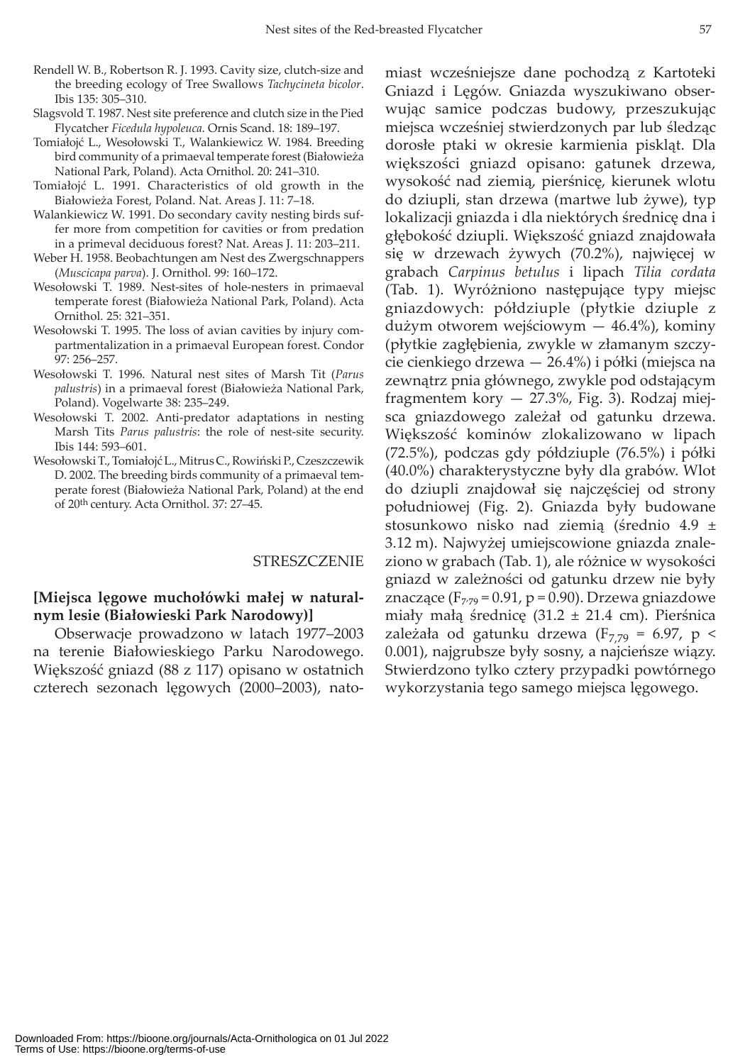Rendell W. B., Robertson R. J. 1993. Cavity size, clutch-size and the breeding ecology of Tree Swallows *Tachycineta bicolor*. Ibis 135: 305–310.

Slagsvold T. 1987. Nest site preference and clutch size in the Pied Flycatcher *Ficedula hypoleuca*. Ornis Scand. 18: 189–197.

Tomiałojć L., Wesołowski T., Walankiewicz W. 1984. Breeding bird community of a primaeval temperate forest (Białowieża National Park, Poland). Acta Ornithol. 20: 241–310.

Tomiałojć L. 1991. Characteristics of old growth in the Białowieża Forest, Poland. Nat. Areas J. 11: 7–18.

Walankiewicz W. 1991. Do secondary cavity nesting birds suffer more from competition for cavities or from predation in a primeval deciduous forest? Nat. Areas J. 11: 203–211.

Weber H. 1958. Beobachtungen am Nest des Zwergschnappers (*Muscicapa parva*). J. Ornithol. 99: 160–172.

Wesołowski T. 1989. Nest-sites of hole-nesters in primaeval temperate forest (Białowieża National Park, Poland). Acta Ornithol. 25: 321–351.

Wesołowski T. 1995. The loss of avian cavities by injury compartmentalization in a primaeval European forest. Condor 97: 256–257.

Wesołowski T. 1996. Natural nest sites of Marsh Tit (*Parus palustris*) in a primaeval forest (Białowieża National Park, Poland). Vogelwarte 38: 235–249.

Wesołowski T. 2002. Anti-predator adaptations in nesting Marsh Tits *Parus palustris*: the role of nest-site security. Ibis 144: 593–601.

Wesołowski T., Tomiałojć L., Mitrus C., Rowiński P., Czeszczewik D. 2002. The breeding birds community of a primaeval temperate forest (Białowieża National Park, Poland) at the end of 20th century. Acta Ornithol. 37: 27–45.

## STRESZCZENIE

**[Miejsca lęgowe muchołówki małej w naturalnym lesie (Białowieski Park Narodowy)]**

Obserwacje prowadzono w latach 1977–2003 na terenie Białowieskiego Parku Narodowego. Większość gniazd (88 z 117) opisano w ostatnich czterech sezonach lęgowych (2000–2003), natomiast wcześniejsze dane pochodzą z Kartoteki Gniazd i Lęgów. Gniazda wyszukiwano obserwując samice podczas budowy, przeszukując miejsca wcześniej stwierdzonych par lub śledząc dorosłe ptaki w okresie karmienia piskląt. Dla większości gniazd opisano: gatunek drzewa, wysokość nad ziemią, pierśnicę, kierunek wlotu do dziupli, stan drzewa (martwe lub żywe), typ lokalizacji gniazda i dla niektórych średnicę dna i głębokość dziupli. Większość gniazd znajdowała się w drzewach żywych (70.2%), najwięcej w grabach *Carpinus betulus* i lipach *Tilia cordata* (Tab. 1). Wyróżniono następujące typy miejsc gniazdowych: półdziuple (płytkie dziuple z dużym otworem wejściowym — 46.4%), kominy (płytkie zagłębienia, zwykle w złamanym szczycie cienkiego drzewa — 26.4%) i półki (miejsca na zewnątrz pnia głównego, zwykle pod odstającym fragmentem kory — 27.3%, Fig. 3). Rodzaj miejsca gniazdowego zależał od gatunku drzewa. Większość kominów zlokalizowano w lipach (72.5%), podczas gdy półdziuple (76.5%) i półki (40.0%) charakterystyczne były dla grabów. Wlot do dziupli znajdował się najczęściej od strony południowej (Fig. 2). Gniazda były budowane stosunkowo nisko nad ziemią (średnio 4.9 ± 3.12 m). Najwyżej umiejscowione gniazda znaleziono w grabach (Tab. 1), ale różnice w wysokości gniazd w zależności od gatunku drzew nie były znaczące ($F_{7,79}$ = 0.91, p = 0.90). Drzewa gniazdowe miały małą średnicę (31.2 ± 21.4 cm). Pierśnica zależała od gatunku drzewa ($F_{7,79}$ = 6.97, p < 0.001), najgrubsze były sosny, a najcieńsze wiązy. Stwierdzono tylko cztery przypadki powtórnego wykorzystania tego samego miejsca lęgowego.